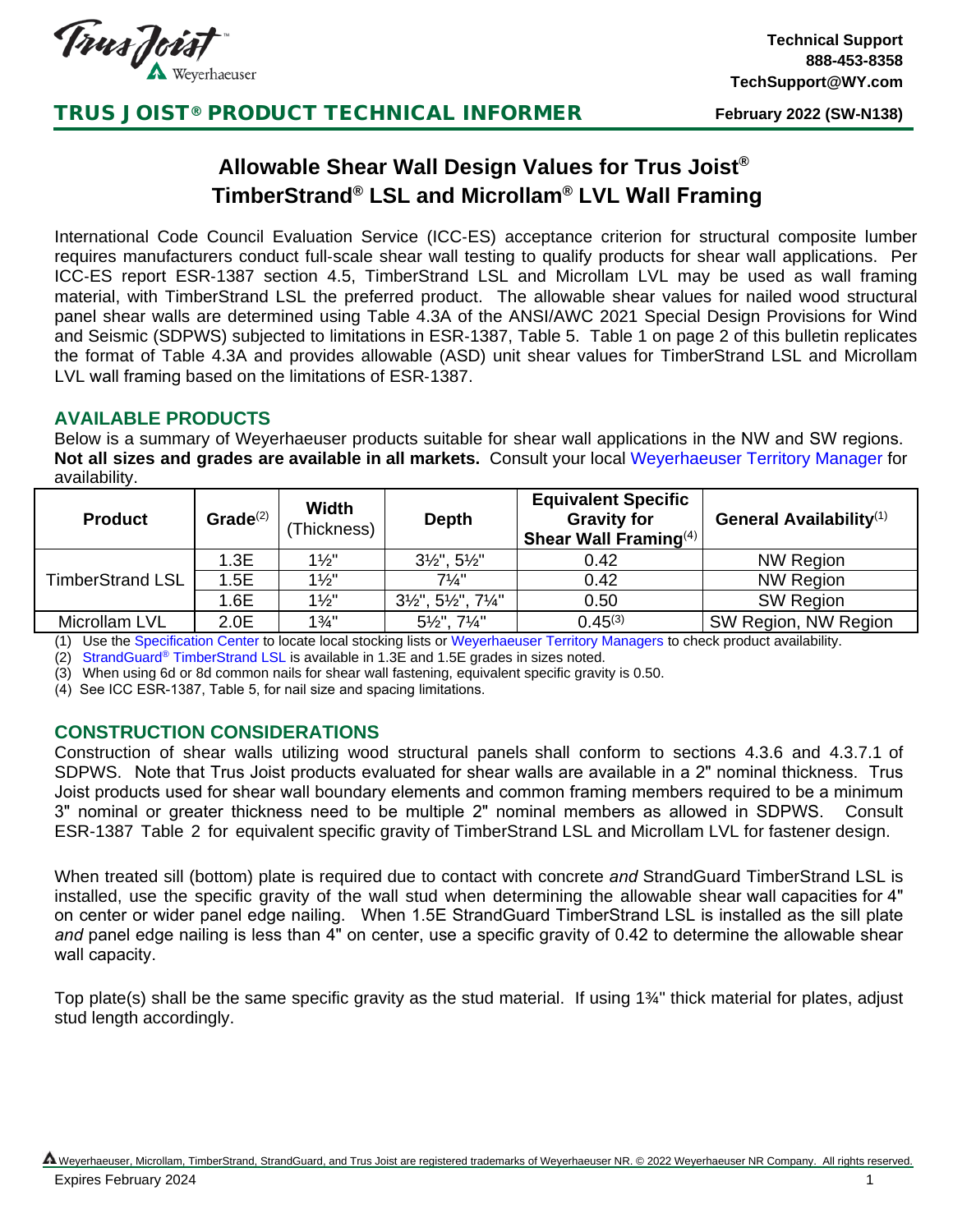Technical Support
888-453-8358
TechSupport@WY.com

**TRUS JOIST® PRODUCT TECHNICAL INFORMER** — February 2022 (SW-N138)

# Allowable Shear Wall Design Values for Trus Joist® TimberStrand® LSL and Microllam® LVL Wall Framing

International Code Council Evaluation Service (ICC-ES) acceptance criterion for structural composite lumber requires manufacturers conduct full-scale shear wall testing to qualify products for shear wall applications. Per ICC-ES report ESR-1387 section 4.5, TimberStrand LSL and Microllam LVL may be used as wall framing material, with TimberStrand LSL the preferred product. The allowable shear values for nailed wood structural panel shear walls are determined using Table 4.3A of the ANSI/AWC 2021 Special Design Provisions for Wind and Seismic (SDPWS) subjected to limitations in ESR-1387, Table 5. Table 1 on page 2 of this bulletin replicates the format of Table 4.3A and provides allowable (ASD) unit shear values for TimberStrand LSL and Microllam LVL wall framing based on the limitations of ESR-1387.

## AVAILABLE PRODUCTS

Below is a summary of Weyerhaeuser products suitable for shear wall applications in the NW and SW regions. **Not all sizes and grades are available in all markets.** Consult your local Weyerhaeuser Territory Manager for availability.

| Product | Grade(2) | Width (Thickness) | Depth | Equivalent Specific Gravity for Shear Wall Framing(4) | General Availability(1) |
|---|---|---|---|---|---|
| TimberStrand LSL | 1.3E | 1½" | 3½", 5½" | 0.42 | NW Region |
| | 1.5E | 1½" | 7¼" | 0.42 | NW Region |
| | 1.6E | 1½" | 3½", 5½", 7¼" | 0.50 | SW Region |
| Microllam LVL | 2.0E | 1¾" | 5½", 7¼" | 0.45(3) | SW Region, NW Region |

(1) Use the Specification Center to locate local stocking lists or Weyerhaeuser Territory Managers to check product availability.
(2) StrandGuard® TimberStrand LSL is available in 1.3E and 1.5E grades in sizes noted.
(3) When using 6d or 8d common nails for shear wall fastening, equivalent specific gravity is 0.50.
(4) See ICC ESR-1387, Table 5, for nail size and spacing limitations.

## CONSTRUCTION CONSIDERATIONS

Construction of shear walls utilizing wood structural panels shall conform to sections 4.3.6 and 4.3.7.1 of SDPWS. Note that Trus Joist products evaluated for shear walls are available in a 2" nominal thickness. Trus Joist products used for shear wall boundary elements and common framing members required to be a minimum 3" nominal or greater thickness need to be multiple 2" nominal members as allowed in SDPWS. Consult ESR-1387 Table 2 for equivalent specific gravity of TimberStrand LSL and Microllam LVL for fastener design.

When treated sill (bottom) plate is required due to contact with concrete *and* StrandGuard TimberStrand LSL is installed, use the specific gravity of the wall stud when determining the allowable shear wall capacities for 4" on center or wider panel edge nailing. When 1.5E StrandGuard TimberStrand LSL is installed as the sill plate *and* panel edge nailing is less than 4" on center, use a specific gravity of 0.42 to determine the allowable shear wall capacity.

Top plate(s) shall be the same specific gravity as the stud material. If using 1¾" thick material for plates, adjust stud length accordingly.

Weyerhaeuser, Microllam, TimberStrand, StrandGuard, and Trus Joist are registered trademarks of Weyerhaeuser NR. © 2022 Weyerhaeuser NR Company. All rights reserved.

Expires February 2024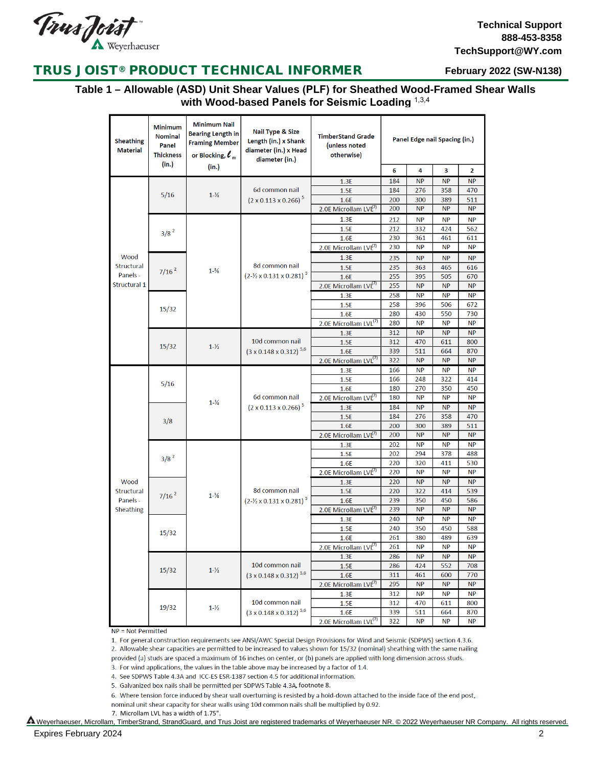## TRUS JOIST® PRODUCT TECHNICAL INFORMER

February 2022 (SW-N138)

### Table 1 – Allowable (ASD) Unit Shear Values (PLF) for Sheathed Wood-Framed Shear Walls with Wood-based Panels for Seismic Loading [1,3,4]

| Sheathing Material | Minimum Nominal Panel Thickness (in.) | Minimum Nail Bearing Length in Framing Member or Blocking, $\ell_m$ (in.) | Nail Type & Size Length (in.) x Shank diameter (in.) x Head diameter (in.) | TimberStrand Grade (unless noted otherwise) | Panel Edge nail Spacing (in.) | | | |
|---|---|---|---|---|---|---|---|---|
| | | | | | 6 | 4 | 3 | 2 |
| Wood Structural Panels - Structural 1 | 5/16 | 1-¼ | 6d common nail (2 x 0.113 x 0.266) [5] | 1.3E | 184 | NP | NP | NP |
| | | | | 1.5E | 184 | 276 | 358 | 470 |
| | | | | 1.6E | 200 | 300 | 389 | 511 |
| | | | | 2.0E Microllam LVL[7] | 200 | NP | NP | NP |
| | 3/8 [2] | 1-⅜ | 8d common nail (2-½ x 0.131 x 0.281) [5] | 1.3E | 212 | NP | NP | NP |
| | | | | 1.5E | 212 | 332 | 424 | 562 |
| | | | | 1.6E | 230 | 361 | 461 | 611 |
| | | | | 2.0E Microllam LVL[7] | 230 | NP | NP | NP |
| | 7/16 [2] | | | 1.3E | 235 | NP | NP | NP |
| | | | | 1.5E | 235 | 363 | 465 | 616 |
| | | | | 1.6E | 255 | 395 | 505 | 670 |
| | | | | 2.0E Microllam LVL[7] | 255 | NP | NP | NP |
| | 15/32 | | | 1.3E | 258 | NP | NP | NP |
| | | | | 1.5E | 258 | 396 | 506 | 672 |
| | | | | 1.6E | 280 | 430 | 550 | 730 |
| | | | | 2.0E Microllam LVL[7] | 280 | NP | NP | NP |
| | 15/32 | 1-½ | 10d common nail (3 x 0.148 x 0.312) [5,6] | 1.3E | 312 | NP | NP | NP |
| | | | | 1.5E | 312 | 470 | 611 | 800 |
| | | | | 1.6E | 339 | 511 | 664 | 870 |
| | | | | 2.0E Microllam LVL[7] | 322 | NP | NP | NP |
| Wood Structural Panels - Sheathing | 5/16 | 1-¼ | 6d common nail (2 x 0.113 x 0.266) [5] | 1.3E | 166 | NP | NP | NP |
| | | | | 1.5E | 166 | 248 | 322 | 414 |
| | | | | 1.6E | 180 | 270 | 350 | 450 |
| | | | | 2.0E Microllam LVL[7] | 180 | NP | NP | NP |
| | 3/8 | | | 1.3E | 184 | NP | NP | NP |
| | | | | 1.5E | 184 | 276 | 358 | 470 |
| | | | | 1.6E | 200 | 300 | 389 | 511 |
| | | | | 2.0E Microllam LVL[7] | 200 | NP | NP | NP |
| | 3/8 [2] | 1-⅜ | 8d common nail (2-½ x 0.131 x 0.281) [5] | 1.3E | 202 | NP | NP | NP |
| | | | | 1.5E | 202 | 294 | 378 | 488 |
| | | | | 1.6E | 220 | 320 | 411 | 530 |
| | | | | 2.0E Microllam LVL[7] | 220 | NP | NP | NP |
| | 7/16 [2] | | | 1.3E | 220 | NP | NP | NP |
| | | | | 1.5E | 220 | 322 | 414 | 539 |
| | | | | 1.6E | 239 | 350 | 450 | 586 |
| | | | | 2.0E Microllam LVL[7] | 239 | NP | NP | NP |
| | 15/32 | | | 1.3E | 240 | NP | NP | NP |
| | | | | 1.5E | 240 | 350 | 450 | 588 |
| | | | | 1.6E | 261 | 380 | 489 | 639 |
| | | | | 2.0E Microllam LVL[7] | 261 | NP | NP | NP |
| | 15/32 | 1-½ | 10d common nail (3 x 0.148 x 0.312) [5,6] | 1.3E | 286 | NP | NP | NP |
| | | | | 1.5E | 286 | 424 | 552 | 708 |
| | | | | 1.6E | 311 | 461 | 600 | 770 |
| | | | | 2.0E Microllam LVL[7] | 295 | NP | NP | NP |
| | 19/32 | 1-½ | 10d common nail (3 x 0.148 x 0.312) [5,6] | 1.3E | 312 | NP | NP | NP |
| | | | | 1.5E | 312 | 470 | 611 | 800 |
| | | | | 1.6E | 339 | 511 | 664 | 870 |
| | | | | 2.0E Microllam LVL[7] | 322 | NP | NP | NP |

NP = Not Permitted

1. For general construction requirements see ANSI/AWC Special Design Provisions for Wind and Seismic (SDPWS) section 4.3.6.
2. Allowable shear capacities are permitted to be increased to values shown for 15/32 (nominal) sheathing with the same nailing provided (a) studs are spaced a maximum of 16 inches on center, or (b) panels are applied with long dimension across studs.
3. For wind applications, the values in the table above may be increased by a factor of 1.4.
4. See SDPWS Table 4.3A and ICC-ES ESR-1387 section 4.5 for additional information.
5. Galvanized box nails shall be permitted per SDPWS Table 4.3A, footnote 8.
6. Where tension force induced by shear wall overturning is resisted by a hold-down attached to the inside face of the end post, nominal unit shear capacity for shear walls using 10d common nails shall be multiplied by 0.92.
7. Microllam LVL has a width of 1.75".

Weyerhaeuser, Microllam, TimberStrand, StrandGuard, and Trus Joist are registered trademarks of Weyerhaeuser NR. © 2022 Weyerhaeuser NR Company. All rights reserved.

Expires February 2024